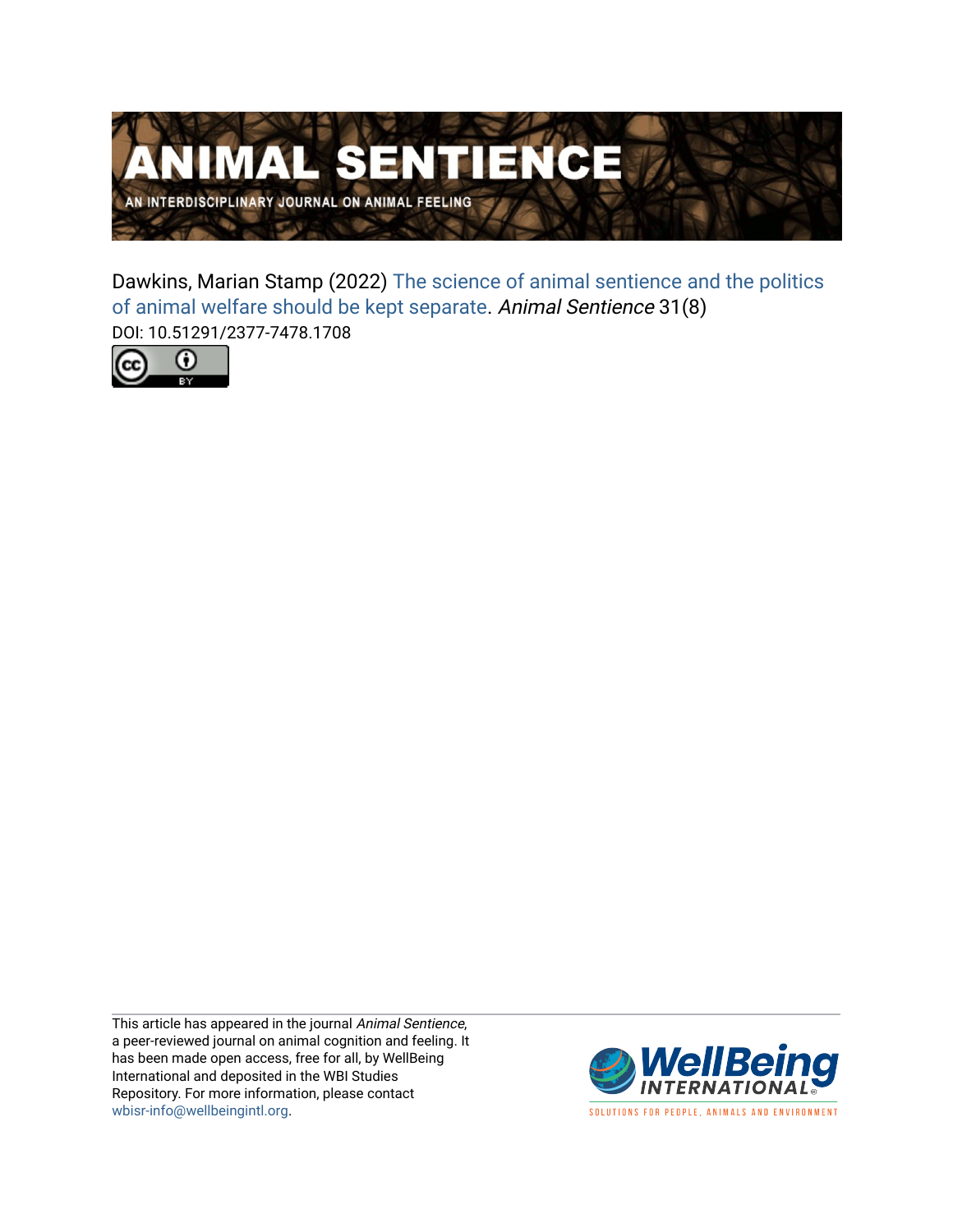# ANIMAL SENTIENCE

AN INTERDISCIPLINARY JOURNAL ON ANIMAL FEELING

Dawkins, Marian Stamp (2022) The science of animal sentience and the politics of animal welfare should be kept separate. *Animal Sentience* 31(8)

DOI: 10.51291/2377-7478.1708

This article has appeared in the journal *Animal Sentience*, a peer-reviewed journal on animal cognition and feeling. It has been made open access, free for all, by WellBeing International and deposited in the WBI Studies Repository. For more information, please contact wbisr-info@wellbeingintl.org.

WellBeing INTERNATIONAL

SOLUTIONS FOR PEOPLE, ANIMALS AND ENVIRONMENT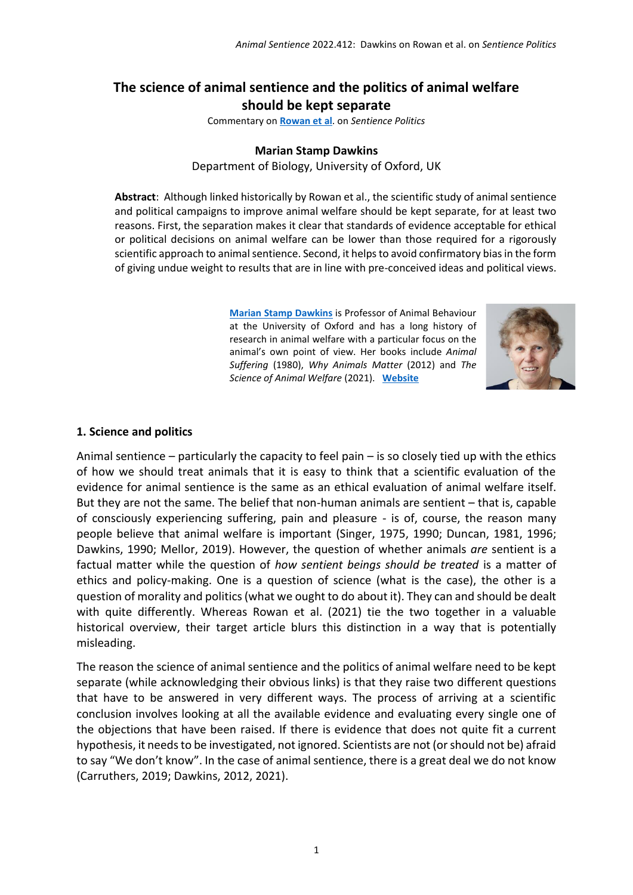# The science of animal sentience and the politics of animal welfare should be kept separate

Commentary on **Rowan et al**. on *Sentience Politics*

**Marian Stamp Dawkins**

Department of Biology, University of Oxford, UK

**Abstract**: Although linked historically by Rowan et al., the scientific study of animal sentience and political campaigns to improve animal welfare should be kept separate, for at least two reasons. First, the separation makes it clear that standards of evidence acceptable for ethical or political decisions on animal welfare can be lower than those required for a rigorously scientific approach to animal sentience. Second, it helps to avoid confirmatory bias in the form of giving undue weight to results that are in line with pre-conceived ideas and political views.

**Marian Stamp Dawkins** is Professor of Animal Behaviour at the University of Oxford and has a long history of research in animal welfare with a particular focus on the animal's own point of view. Her books include *Animal Suffering* (1980), *Why Animals Matter* (2012) and *The Science of Animal Welfare* (2021). **Website**

## 1. Science and politics

Animal sentience – particularly the capacity to feel pain – is so closely tied up with the ethics of how we should treat animals that it is easy to think that a scientific evaluation of the evidence for animal sentience is the same as an ethical evaluation of animal welfare itself. But they are not the same. The belief that non-human animals are sentient – that is, capable of consciously experiencing suffering, pain and pleasure - is of, course, the reason many people believe that animal welfare is important (Singer, 1975, 1990; Duncan, 1981, 1996; Dawkins, 1990; Mellor, 2019). However, the question of whether animals *are* sentient is a factual matter while the question of *how sentient beings should be treated* is a matter of ethics and policy-making. One is a question of science (what is the case), the other is a question of morality and politics (what we ought to do about it). They can and should be dealt with quite differently. Whereas Rowan et al. (2021) tie the two together in a valuable historical overview, their target article blurs this distinction in a way that is potentially misleading.

The reason the science of animal sentience and the politics of animal welfare need to be kept separate (while acknowledging their obvious links) is that they raise two different questions that have to be answered in very different ways. The process of arriving at a scientific conclusion involves looking at all the available evidence and evaluating every single one of the objections that have been raised. If there is evidence that does not quite fit a current hypothesis, it needs to be investigated, not ignored. Scientists are not (or should not be) afraid to say "We don't know". In the case of animal sentience, there is a great deal we do not know (Carruthers, 2019; Dawkins, 2012, 2021).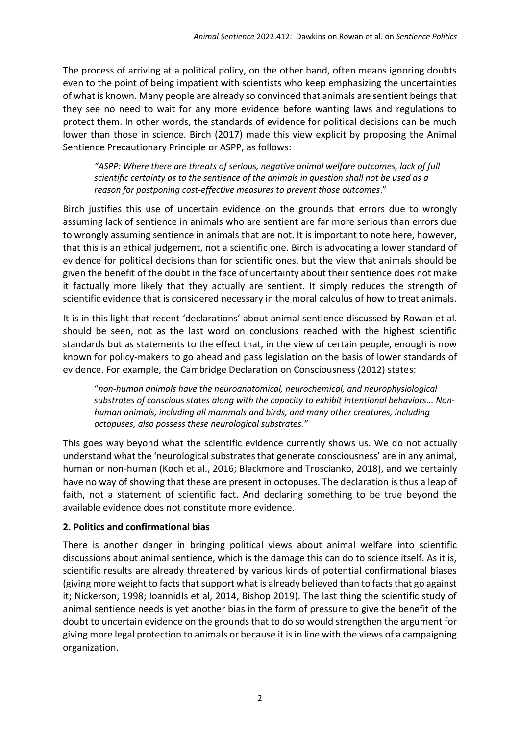The process of arriving at a political policy, on the other hand, often means ignoring doubts even to the point of being impatient with scientists who keep emphasizing the uncertainties of what is known. Many people are already so convinced that animals are sentient beings that they see no need to wait for any more evidence before wanting laws and regulations to protect them. In other words, the standards of evidence for political decisions can be much lower than those in science. Birch (2017) made this view explicit by proposing the Animal Sentience Precautionary Principle or ASPP, as follows:

> *"ASPP: Where there are threats of serious, negative animal welfare outcomes, lack of full scientific certainty as to the sentience of the animals in question shall not be used as a reason for postponing cost-effective measures to prevent those outcomes*."

Birch justifies this use of uncertain evidence on the grounds that errors due to wrongly assuming lack of sentience in animals who are sentient are far more serious than errors due to wrongly assuming sentience in animals that are not. It is important to note here, however, that this is an ethical judgement, not a scientific one. Birch is advocating a lower standard of evidence for political decisions than for scientific ones, but the view that animals should be given the benefit of the doubt in the face of uncertainty about their sentience does not make it factually more likely that they actually are sentient. It simply reduces the strength of scientific evidence that is considered necessary in the moral calculus of how to treat animals.

It is in this light that recent 'declarations' about animal sentience discussed by Rowan et al. should be seen, not as the last word on conclusions reached with the highest scientific standards but as statements to the effect that, in the view of certain people, enough is now known for policy-makers to go ahead and pass legislation on the basis of lower standards of evidence. For example, the Cambridge Declaration on Consciousness (2012) states:

> "*non-human animals have the neuroanatomical, neurochemical, and neurophysiological substrates of conscious states along with the capacity to exhibit intentional behaviors... Non-human animals, including all mammals and birds, and many other creatures, including octopuses, also possess these neurological substrates."*

This goes way beyond what the scientific evidence currently shows us. We do not actually understand what the 'neurological substrates that generate consciousness' are in any animal, human or non-human (Koch et al., 2016; Blackmore and Troscianko, 2018), and we certainly have no way of showing that these are present in octopuses. The declaration is thus a leap of faith, not a statement of scientific fact. And declaring something to be true beyond the available evidence does not constitute more evidence.

## 2. Politics and confirmational bias

There is another danger in bringing political views about animal welfare into scientific discussions about animal sentience, which is the damage this can do to science itself. As it is, scientific results are already threatened by various kinds of potential confirmational biases (giving more weight to facts that support what is already believed than to facts that go against it; Nickerson, 1998; IoannidIs et al, 2014, Bishop 2019). The last thing the scientific study of animal sentience needs is yet another bias in the form of pressure to give the benefit of the doubt to uncertain evidence on the grounds that to do so would strengthen the argument for giving more legal protection to animals or because it is in line with the views of a campaigning organization.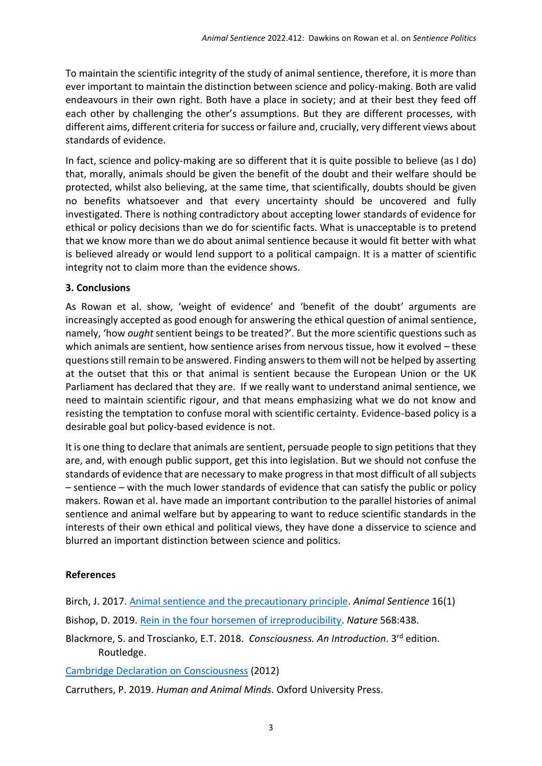To maintain the scientific integrity of the study of animal sentience, therefore, it is more than ever important to maintain the distinction between science and policy-making. Both are valid endeavours in their own right. Both have a place in society; and at their best they feed off each other by challenging the other's assumptions. But they are different processes, with different aims, different criteria for success or failure and, crucially, very different views about standards of evidence.

In fact, science and policy-making are so different that it is quite possible to believe (as I do) that, morally, animals should be given the benefit of the doubt and their welfare should be protected, whilst also believing, at the same time, that scientifically, doubts should be given no benefits whatsoever and that every uncertainty should be uncovered and fully investigated. There is nothing contradictory about accepting lower standards of evidence for ethical or policy decisions than we do for scientific facts. What is unacceptable is to pretend that we know more than we do about animal sentience because it would fit better with what is believed already or would lend support to a political campaign. It is a matter of scientific integrity not to claim more than the evidence shows.

### 3. Conclusions

As Rowan et al. show, 'weight of evidence' and 'benefit of the doubt' arguments are increasingly accepted as good enough for answering the ethical question of animal sentience, namely, 'how *ought* sentient beings to be treated?'. But the more scientific questions such as which animals are sentient, how sentience arises from nervous tissue, how it evolved – these questions still remain to be answered. Finding answers to them will not be helped by asserting at the outset that this or that animal is sentient because the European Union or the UK Parliament has declared that they are. If we really want to understand animal sentience, we need to maintain scientific rigour, and that means emphasizing what we do not know and resisting the temptation to confuse moral with scientific certainty. Evidence-based policy is a desirable goal but policy-based evidence is not.

It is one thing to declare that animals are sentient, persuade people to sign petitions that they are, and, with enough public support, get this into legislation. But we should not confuse the standards of evidence that are necessary to make progress in that most difficult of all subjects – sentience – with the much lower standards of evidence that can satisfy the public or policy makers. Rowan et al. have made an important contribution to the parallel histories of animal sentience and animal welfare but by appearing to want to reduce scientific standards in the interests of their own ethical and political views, they have done a disservice to science and blurred an important distinction between science and politics.

### References

Birch, J. 2017. Animal sentience and the precautionary principle. *Animal Sentience* 16(1)

Bishop, D. 2019. Rein in the four horsemen of irreproducibility. *Nature* 568:438.

Blackmore, S. and Troscianko, E.T. 2018. *Consciousness. An Introduction*. 3rd edition. Routledge.

Cambridge Declaration on Consciousness (2012)

Carruthers, P. 2019. *Human and Animal Minds*. Oxford University Press.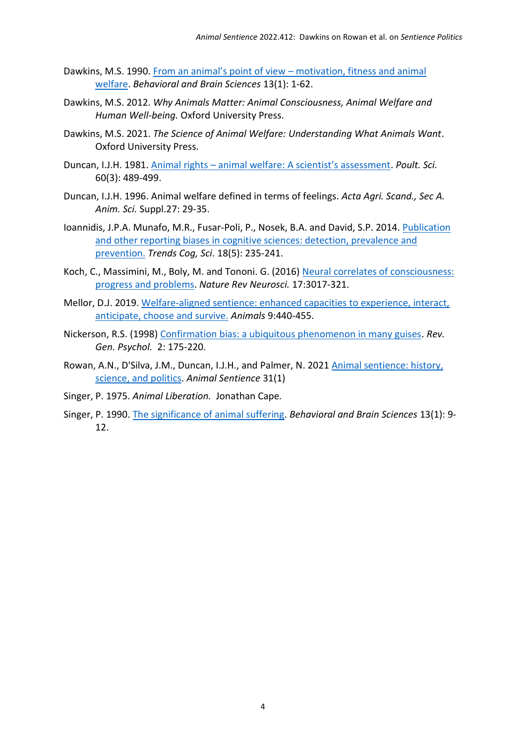Dawkins, M.S. 1990. [From an animal's point of view – motivation, fitness and animal welfare](). *Behavioral and Brain Sciences* 13(1): 1-62.

Dawkins, M.S. 2012. *Why Animals Matter: Animal Consciousness, Animal Welfare and Human Well-being.* Oxford University Press.

Dawkins, M.S. 2021. *The Science of Animal Welfare: Understanding What Animals Want*. Oxford University Press.

Duncan, I.J.H. 1981. [Animal rights – animal welfare: A scientist's assessment](). *Poult. Sci.* 60(3): 489-499.

Duncan, I.J.H. 1996. Animal welfare defined in terms of feelings. *Acta Agri. Scand., Sec A. Anim. Sci.* Suppl.27: 29-35.

Ioannidis, J.P.A. Munafo, M.R., Fusar-Poli, P., Nosek, B.A. and David, S.P. 2014. [Publication and other reporting biases in cognitive sciences: detection, prevalence and prevention.]() *Trends Cog, Sci*. 18(5): 235-241.

Koch, C., Massimini, M., Boly, M. and Tononi. G. (2016) [Neural correlates of consciousness: progress and problems](). *Nature Rev Neurosci.* 17:3017-321.

Mellor, D.J. 2019. [Welfare-aligned sentience: enhanced capacities to experience, interact, anticipate, choose and survive.]() *Animals* 9:440-455.

Nickerson, R.S. (1998) [Confirmation bias: a ubiquitous phenomenon in many guises](). *Rev. Gen. Psychol.* 2: 175-220.

Rowan, A.N., D'Silva, J.M., Duncan, I.J.H., and Palmer, N. 2021 [Animal sentience: history, science, and politics](). *Animal Sentience* 31(1)

Singer, P. 1975. *Animal Liberation.* Jonathan Cape*.*

Singer, P. 1990. [The significance of animal suffering](). *Behavioral and Brain Sciences* 13(1): 9-12.